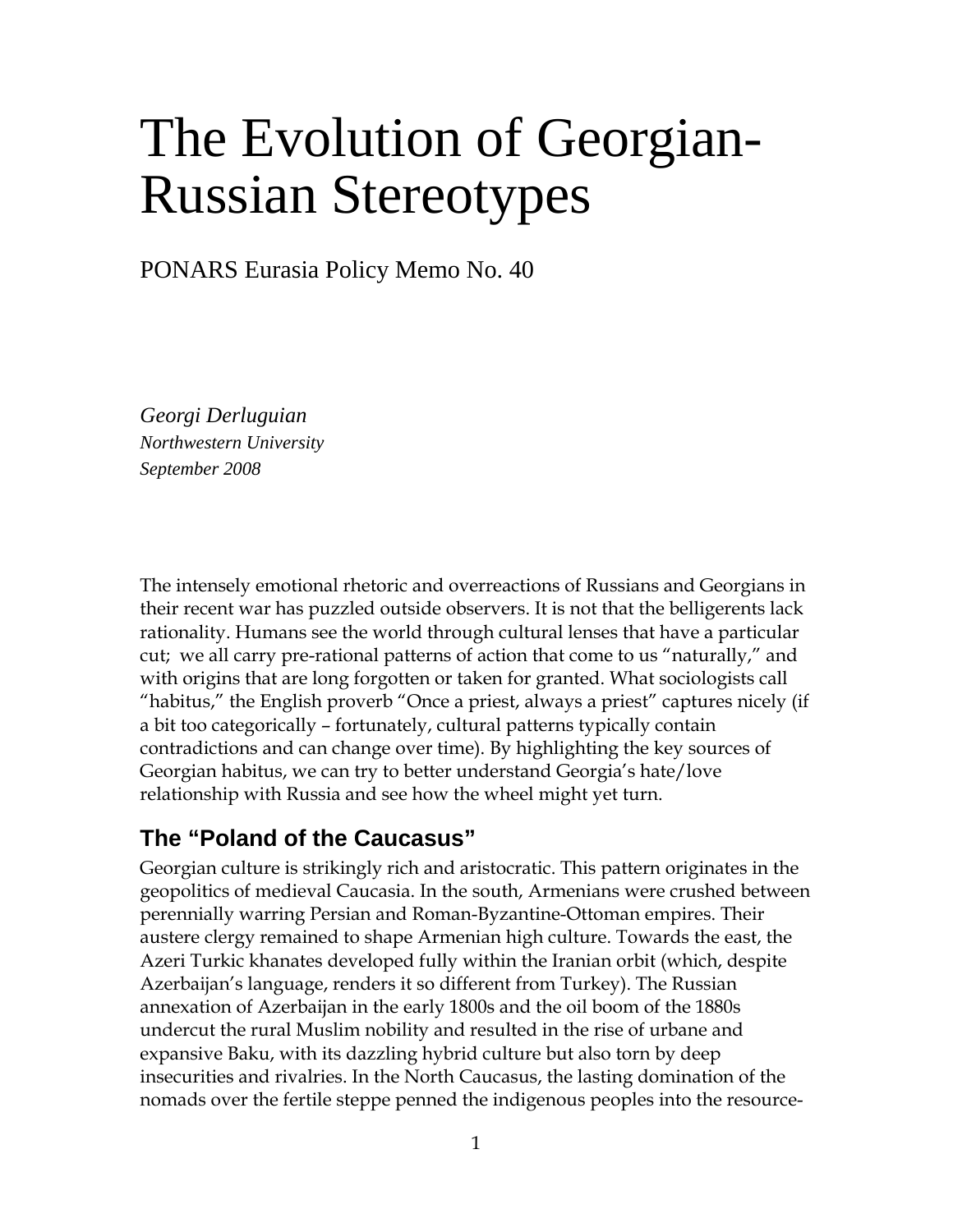# The Evolution of Georgian-Russian Stereotypes

PONARS Eurasia Policy Memo No. 40

*Georgi Derluguian*
*Northwestern University*
*September 2008*

The intensely emotional rhetoric and overreactions of Russians and Georgians in their recent war has puzzled outside observers. It is not that the belligerents lack rationality. Humans see the world through cultural lenses that have a particular cut; we all carry pre-rational patterns of action that come to us "naturally," and with origins that are long forgotten or taken for granted. What sociologists call "habitus," the English proverb "Once a priest, always a priest" captures nicely (if a bit too categorically – fortunately, cultural patterns typically contain contradictions and can change over time). By highlighting the key sources of Georgian habitus, we can try to better understand Georgia's hate/love relationship with Russia and see how the wheel might yet turn.

## The "Poland of the Caucasus"

Georgian culture is strikingly rich and aristocratic. This pattern originates in the geopolitics of medieval Caucasia. In the south, Armenians were crushed between perennially warring Persian and Roman-Byzantine-Ottoman empires. Their austere clergy remained to shape Armenian high culture. Towards the east, the Azeri Turkic khanates developed fully within the Iranian orbit (which, despite Azerbaijan's language, renders it so different from Turkey). The Russian annexation of Azerbaijan in the early 1800s and the oil boom of the 1880s undercut the rural Muslim nobility and resulted in the rise of urbane and expansive Baku, with its dazzling hybrid culture but also torn by deep insecurities and rivalries. In the North Caucasus, the lasting domination of the nomads over the fertile steppe penned the indigenous peoples into the resource-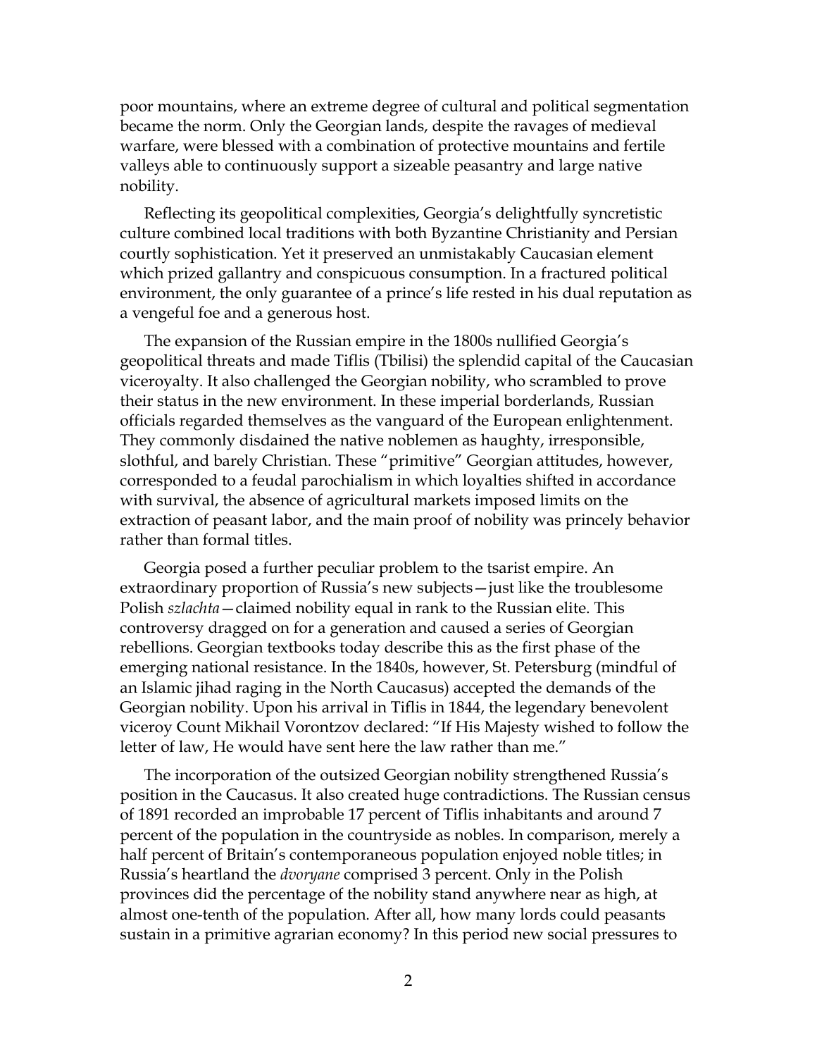poor mountains, where an extreme degree of cultural and political segmentation became the norm. Only the Georgian lands, despite the ravages of medieval warfare, were blessed with a combination of protective mountains and fertile valleys able to continuously support a sizeable peasantry and large native nobility.

Reflecting its geopolitical complexities, Georgia's delightfully syncretistic culture combined local traditions with both Byzantine Christianity and Persian courtly sophistication. Yet it preserved an unmistakably Caucasian element which prized gallantry and conspicuous consumption. In a fractured political environment, the only guarantee of a prince's life rested in his dual reputation as a vengeful foe and a generous host.

The expansion of the Russian empire in the 1800s nullified Georgia's geopolitical threats and made Tiflis (Tbilisi) the splendid capital of the Caucasian viceroyalty. It also challenged the Georgian nobility, who scrambled to prove their status in the new environment. In these imperial borderlands, Russian officials regarded themselves as the vanguard of the European enlightenment. They commonly disdained the native noblemen as haughty, irresponsible, slothful, and barely Christian. These "primitive" Georgian attitudes, however, corresponded to a feudal parochialism in which loyalties shifted in accordance with survival, the absence of agricultural markets imposed limits on the extraction of peasant labor, and the main proof of nobility was princely behavior rather than formal titles.

Georgia posed a further peculiar problem to the tsarist empire. An extraordinary proportion of Russia's new subjects—just like the troublesome Polish *szlachta*—claimed nobility equal in rank to the Russian elite. This controversy dragged on for a generation and caused a series of Georgian rebellions. Georgian textbooks today describe this as the first phase of the emerging national resistance. In the 1840s, however, St. Petersburg (mindful of an Islamic jihad raging in the North Caucasus) accepted the demands of the Georgian nobility. Upon his arrival in Tiflis in 1844, the legendary benevolent viceroy Count Mikhail Vorontzov declared: "If His Majesty wished to follow the letter of law, He would have sent here the law rather than me."

The incorporation of the outsized Georgian nobility strengthened Russia's position in the Caucasus. It also created huge contradictions. The Russian census of 1891 recorded an improbable 17 percent of Tiflis inhabitants and around 7 percent of the population in the countryside as nobles. In comparison, merely a half percent of Britain's contemporaneous population enjoyed noble titles; in Russia's heartland the *dvoryane* comprised 3 percent. Only in the Polish provinces did the percentage of the nobility stand anywhere near as high, at almost one-tenth of the population. After all, how many lords could peasants sustain in a primitive agrarian economy? In this period new social pressures to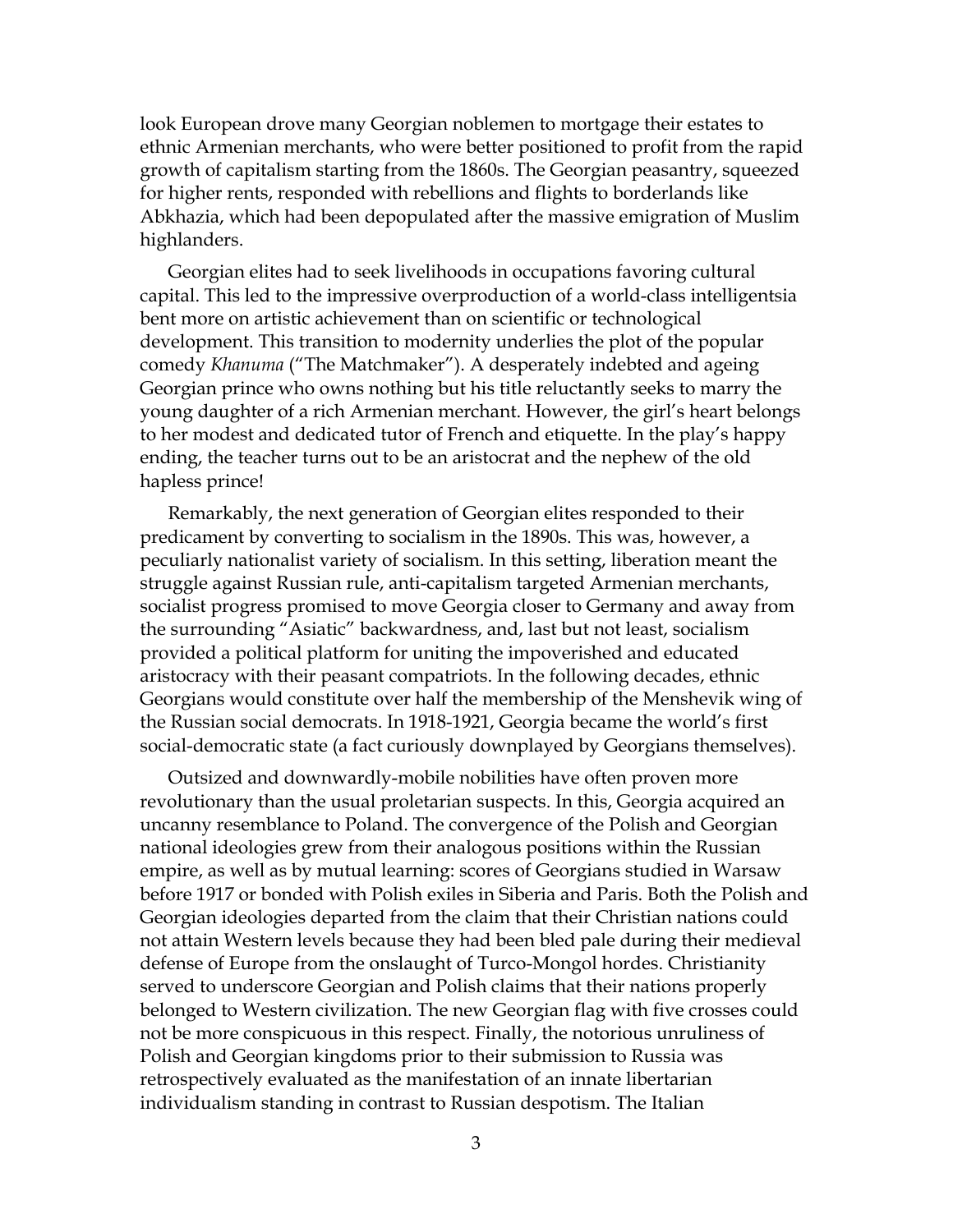look European drove many Georgian noblemen to mortgage their estates to ethnic Armenian merchants, who were better positioned to profit from the rapid growth of capitalism starting from the 1860s. The Georgian peasantry, squeezed for higher rents, responded with rebellions and flights to borderlands like Abkhazia, which had been depopulated after the massive emigration of Muslim highlanders.

Georgian elites had to seek livelihoods in occupations favoring cultural capital. This led to the impressive overproduction of a world-class intelligentsia bent more on artistic achievement than on scientific or technological development. This transition to modernity underlies the plot of the popular comedy *Khanuma* ("The Matchmaker"). A desperately indebted and ageing Georgian prince who owns nothing but his title reluctantly seeks to marry the young daughter of a rich Armenian merchant. However, the girl's heart belongs to her modest and dedicated tutor of French and etiquette. In the play's happy ending, the teacher turns out to be an aristocrat and the nephew of the old hapless prince!

Remarkably, the next generation of Georgian elites responded to their predicament by converting to socialism in the 1890s. This was, however, a peculiarly nationalist variety of socialism. In this setting, liberation meant the struggle against Russian rule, anti-capitalism targeted Armenian merchants, socialist progress promised to move Georgia closer to Germany and away from the surrounding "Asiatic" backwardness, and, last but not least, socialism provided a political platform for uniting the impoverished and educated aristocracy with their peasant compatriots. In the following decades, ethnic Georgians would constitute over half the membership of the Menshevik wing of the Russian social democrats. In 1918-1921, Georgia became the world's first social-democratic state (a fact curiously downplayed by Georgians themselves).

Outsized and downwardly-mobile nobilities have often proven more revolutionary than the usual proletarian suspects. In this, Georgia acquired an uncanny resemblance to Poland. The convergence of the Polish and Georgian national ideologies grew from their analogous positions within the Russian empire, as well as by mutual learning: scores of Georgians studied in Warsaw before 1917 or bonded with Polish exiles in Siberia and Paris. Both the Polish and Georgian ideologies departed from the claim that their Christian nations could not attain Western levels because they had been bled pale during their medieval defense of Europe from the onslaught of Turco-Mongol hordes. Christianity served to underscore Georgian and Polish claims that their nations properly belonged to Western civilization. The new Georgian flag with five crosses could not be more conspicuous in this respect. Finally, the notorious unruliness of Polish and Georgian kingdoms prior to their submission to Russia was retrospectively evaluated as the manifestation of an innate libertarian individualism standing in contrast to Russian despotism. The Italian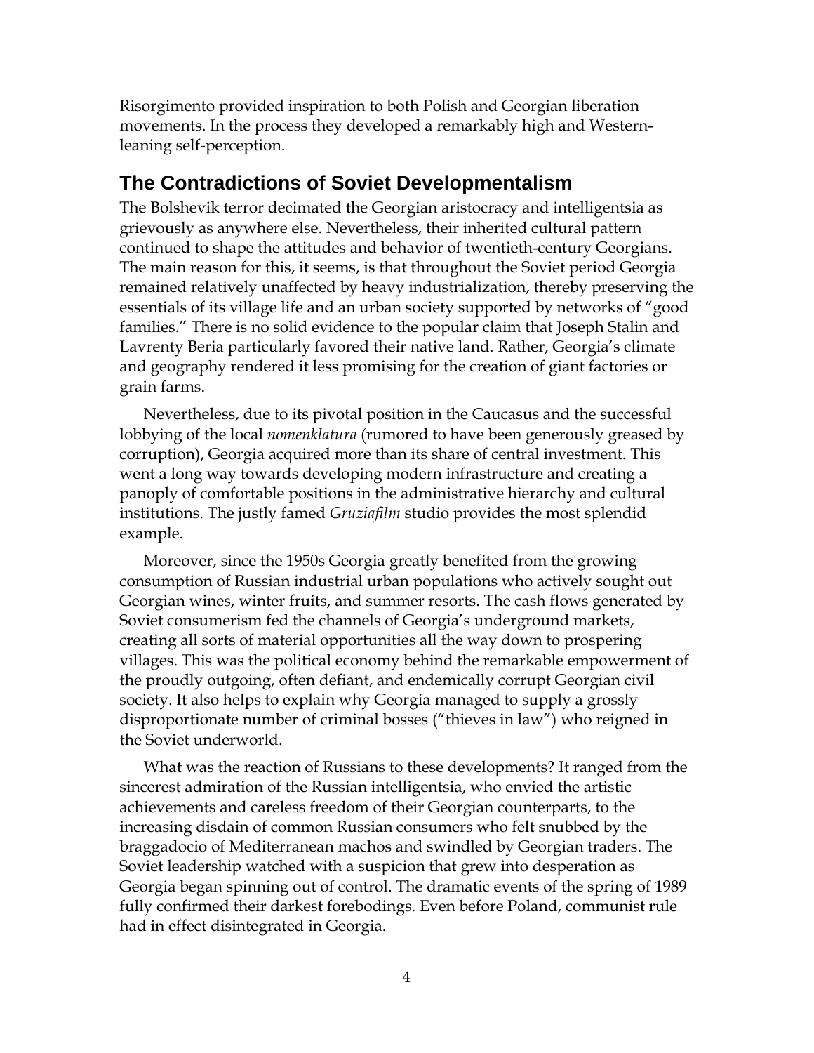Risorgimento provided inspiration to both Polish and Georgian liberation movements. In the process they developed a remarkably high and Western-leaning self-perception.

## The Contradictions of Soviet Developmentalism

The Bolshevik terror decimated the Georgian aristocracy and intelligentsia as grievously as anywhere else. Nevertheless, their inherited cultural pattern continued to shape the attitudes and behavior of twentieth-century Georgians. The main reason for this, it seems, is that throughout the Soviet period Georgia remained relatively unaffected by heavy industrialization, thereby preserving the essentials of its village life and an urban society supported by networks of "good families." There is no solid evidence to the popular claim that Joseph Stalin and Lavrenty Beria particularly favored their native land. Rather, Georgia's climate and geography rendered it less promising for the creation of giant factories or grain farms.

Nevertheless, due to its pivotal position in the Caucasus and the successful lobbying of the local *nomenklatura* (rumored to have been generously greased by corruption), Georgia acquired more than its share of central investment. This went a long way towards developing modern infrastructure and creating a panoply of comfortable positions in the administrative hierarchy and cultural institutions. The justly famed *Gruziafilm* studio provides the most splendid example.

Moreover, since the 1950s Georgia greatly benefited from the growing consumption of Russian industrial urban populations who actively sought out Georgian wines, winter fruits, and summer resorts. The cash flows generated by Soviet consumerism fed the channels of Georgia's underground markets, creating all sorts of material opportunities all the way down to prospering villages. This was the political economy behind the remarkable empowerment of the proudly outgoing, often defiant, and endemically corrupt Georgian civil society. It also helps to explain why Georgia managed to supply a grossly disproportionate number of criminal bosses ("thieves in law") who reigned in the Soviet underworld.

What was the reaction of Russians to these developments? It ranged from the sincerest admiration of the Russian intelligentsia, who envied the artistic achievements and careless freedom of their Georgian counterparts, to the increasing disdain of common Russian consumers who felt snubbed by the braggadocio of Mediterranean machos and swindled by Georgian traders. The Soviet leadership watched with a suspicion that grew into desperation as Georgia began spinning out of control. The dramatic events of the spring of 1989 fully confirmed their darkest forebodings. Even before Poland, communist rule had in effect disintegrated in Georgia.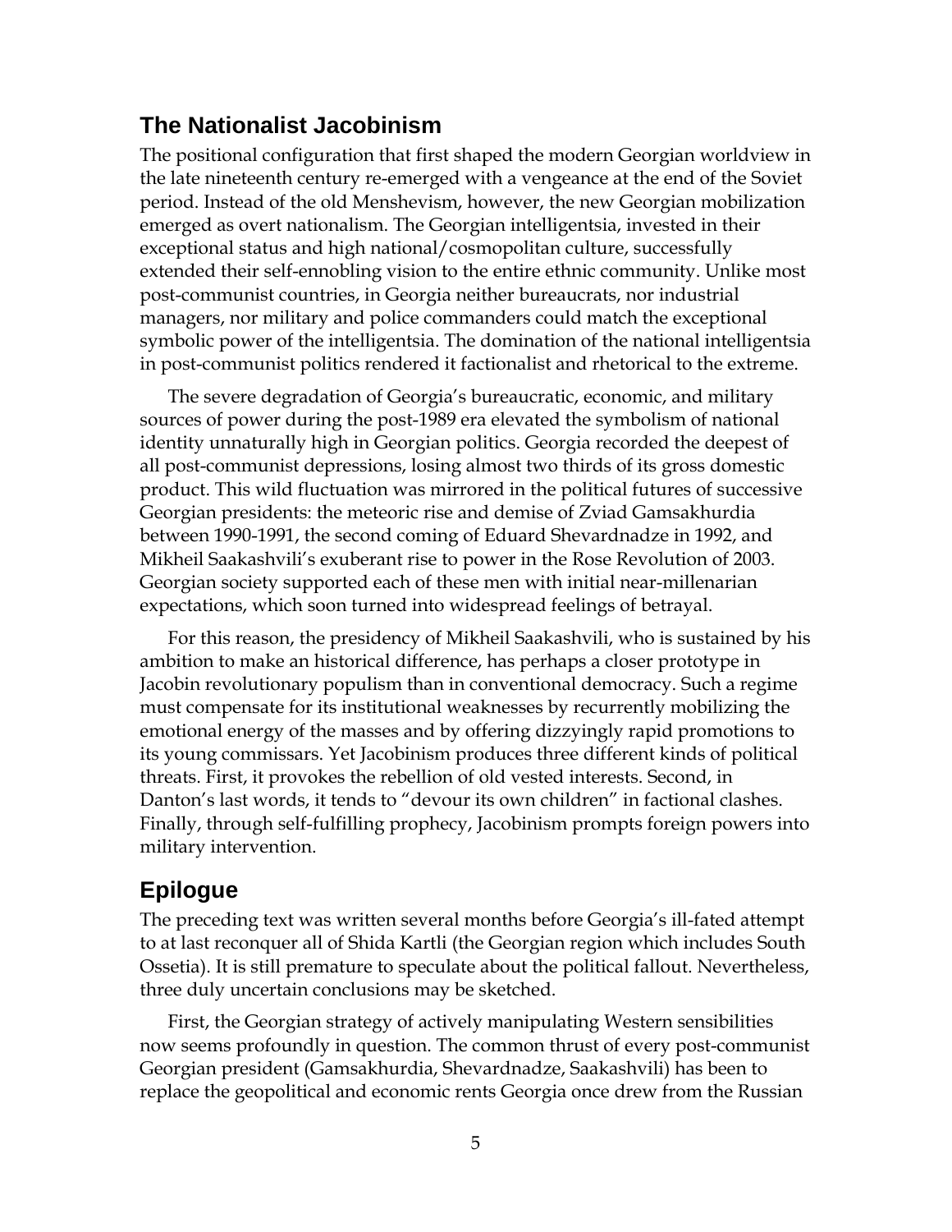## The Nationalist Jacobinism

The positional configuration that first shaped the modern Georgian worldview in the late nineteenth century re-emerged with a vengeance at the end of the Soviet period. Instead of the old Menshevism, however, the new Georgian mobilization emerged as overt nationalism. The Georgian intelligentsia, invested in their exceptional status and high national/cosmopolitan culture, successfully extended their self-ennobling vision to the entire ethnic community. Unlike most post-communist countries, in Georgia neither bureaucrats, nor industrial managers, nor military and police commanders could match the exceptional symbolic power of the intelligentsia. The domination of the national intelligentsia in post-communist politics rendered it factionalist and rhetorical to the extreme.

The severe degradation of Georgia's bureaucratic, economic, and military sources of power during the post-1989 era elevated the symbolism of national identity unnaturally high in Georgian politics. Georgia recorded the deepest of all post-communist depressions, losing almost two thirds of its gross domestic product. This wild fluctuation was mirrored in the political futures of successive Georgian presidents: the meteoric rise and demise of Zviad Gamsakhurdia between 1990-1991, the second coming of Eduard Shevardnadze in 1992, and Mikheil Saakashvili's exuberant rise to power in the Rose Revolution of 2003. Georgian society supported each of these men with initial near-millenarian expectations, which soon turned into widespread feelings of betrayal.

For this reason, the presidency of Mikheil Saakashvili, who is sustained by his ambition to make an historical difference, has perhaps a closer prototype in Jacobin revolutionary populism than in conventional democracy. Such a regime must compensate for its institutional weaknesses by recurrently mobilizing the emotional energy of the masses and by offering dizzyingly rapid promotions to its young commissars. Yet Jacobinism produces three different kinds of political threats. First, it provokes the rebellion of old vested interests. Second, in Danton's last words, it tends to "devour its own children" in factional clashes. Finally, through self-fulfilling prophecy, Jacobinism prompts foreign powers into military intervention.

## Epilogue

The preceding text was written several months before Georgia's ill-fated attempt to at last reconquer all of Shida Kartli (the Georgian region which includes South Ossetia). It is still premature to speculate about the political fallout. Nevertheless, three duly uncertain conclusions may be sketched.

First, the Georgian strategy of actively manipulating Western sensibilities now seems profoundly in question. The common thrust of every post-communist Georgian president (Gamsakhurdia, Shevardnadze, Saakashvili) has been to replace the geopolitical and economic rents Georgia once drew from the Russian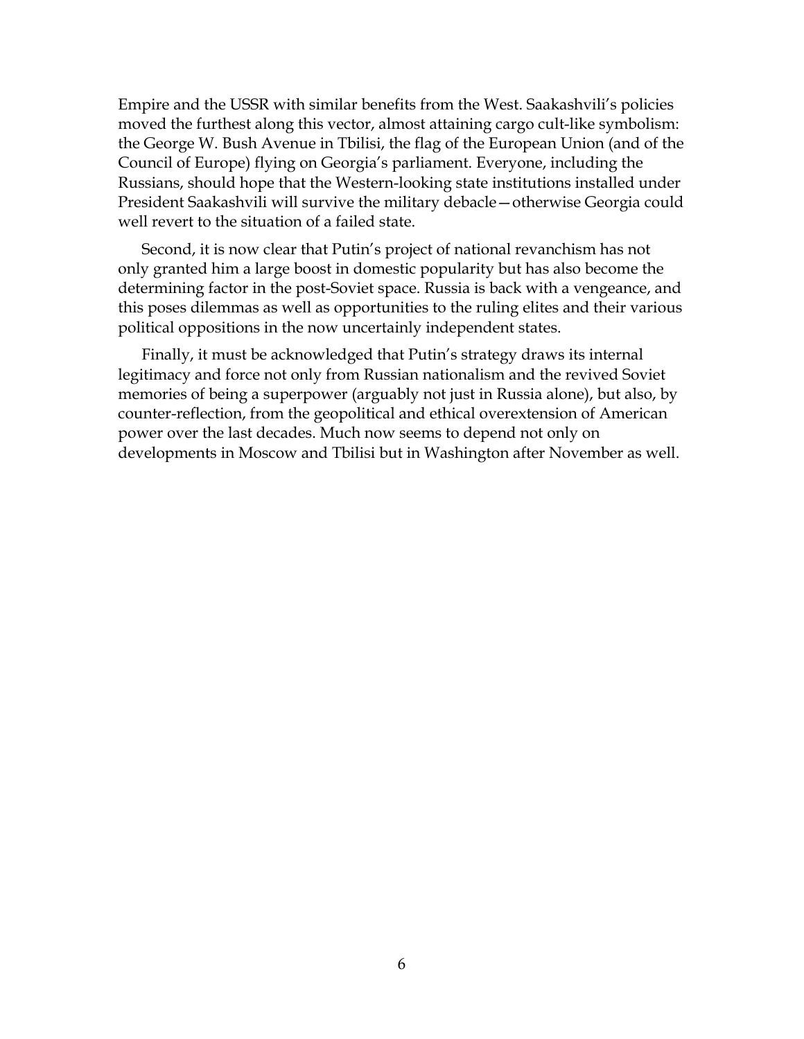Empire and the USSR with similar benefits from the West. Saakashvili's policies moved the furthest along this vector, almost attaining cargo cult-like symbolism: the George W. Bush Avenue in Tbilisi, the flag of the European Union (and of the Council of Europe) flying on Georgia's parliament. Everyone, including the Russians, should hope that the Western-looking state institutions installed under President Saakashvili will survive the military debacle—otherwise Georgia could well revert to the situation of a failed state.

Second, it is now clear that Putin's project of national revanchism has not only granted him a large boost in domestic popularity but has also become the determining factor in the post-Soviet space. Russia is back with a vengeance, and this poses dilemmas as well as opportunities to the ruling elites and their various political oppositions in the now uncertainly independent states.

Finally, it must be acknowledged that Putin's strategy draws its internal legitimacy and force not only from Russian nationalism and the revived Soviet memories of being a superpower (arguably not just in Russia alone), but also, by counter-reflection, from the geopolitical and ethical overextension of American power over the last decades. Much now seems to depend not only on developments in Moscow and Tbilisi but in Washington after November as well.